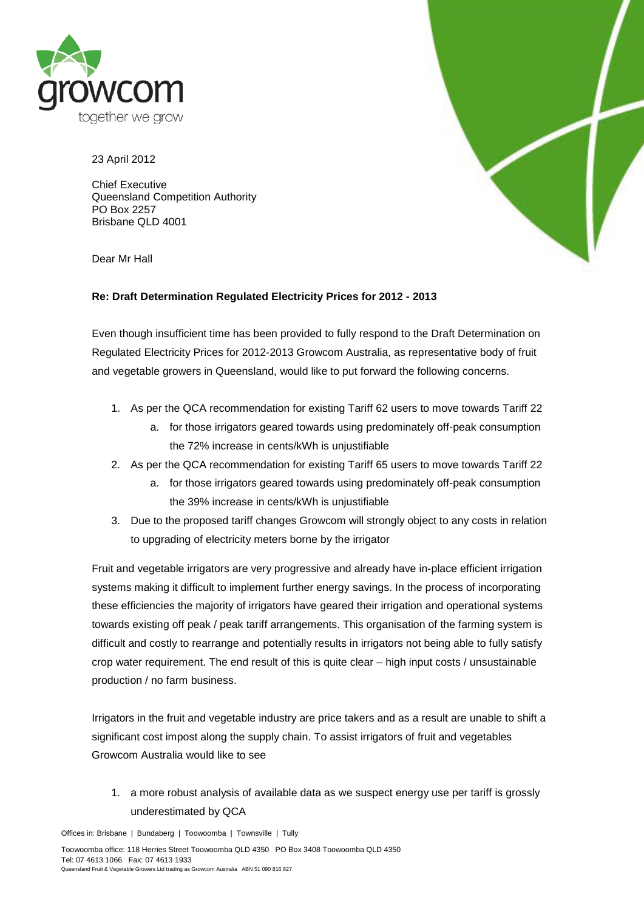growcom
together we grow

23 April 2012

Chief Executive
Queensland Competition Authority
PO Box 2257
Brisbane QLD 4001

Dear Mr Hall

**Re: Draft Determination Regulated Electricity Prices for 2012 - 2013**

Even though insufficient time has been provided to fully respond to the Draft Determination on Regulated Electricity Prices for 2012-2013 Growcom Australia, as representative body of fruit and vegetable growers in Queensland, would like to put forward the following concerns.

1. As per the QCA recommendation for existing Tariff 62 users to move towards Tariff 22
   a. for those irrigators geared towards using predominately off-peak consumption the 72% increase in cents/kWh is unjustifiable
2. As per the QCA recommendation for existing Tariff 65 users to move towards Tariff 22
   a. for those irrigators geared towards using predominately off-peak consumption the 39% increase in cents/kWh is unjustifiable
3. Due to the proposed tariff changes Growcom will strongly object to any costs in relation to upgrading of electricity meters borne by the irrigator

Fruit and vegetable irrigators are very progressive and already have in-place efficient irrigation systems making it difficult to implement further energy savings. In the process of incorporating these efficiencies the majority of irrigators have geared their irrigation and operational systems towards existing off peak / peak tariff arrangements. This organisation of the farming system is difficult and costly to rearrange and potentially results in irrigators not being able to fully satisfy crop water requirement. The end result of this is quite clear – high input costs / unsustainable production / no farm business.

Irrigators in the fruit and vegetable industry are price takers and as a result are unable to shift a significant cost impost along the supply chain. To assist irrigators of fruit and vegetables Growcom Australia would like to see

1. a more robust analysis of available data as we suspect energy use per tariff is grossly underestimated by QCA

Offices in: Brisbane | Bundaberg | Toowoomba | Townsville | Tully

Toowoomba office: 118 Herries Street Toowoomba QLD 4350 PO Box 3408 Toowoomba QLD 4350
Tel: 07 4613 1066 Fax: 07 4613 1933
Queensland Fruit & Vegetable Growers Ltd trading as Growcom Australia ABN 51 090 816 827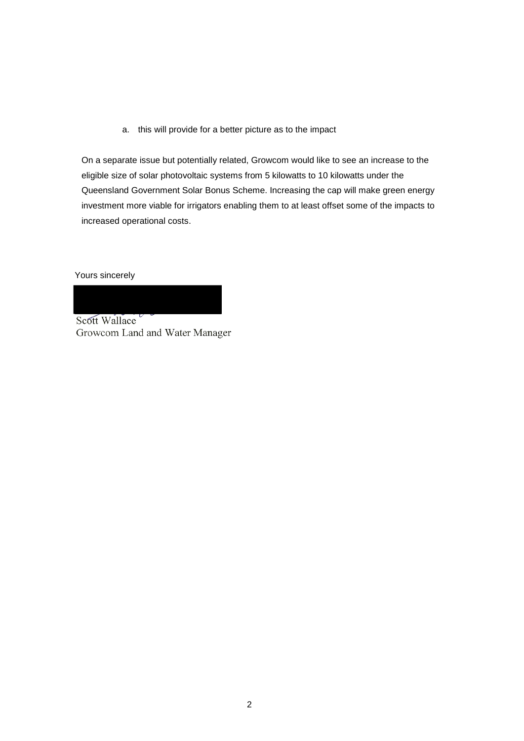a. this will provide for a better picture as to the impact

On a separate issue but potentially related, Growcom would like to see an increase to the eligible size of solar photovoltaic systems from 5 kilowatts to 10 kilowatts under the Queensland Government Solar Bonus Scheme. Increasing the cap will make green energy investment more viable for irrigators enabling them to at least offset some of the impacts to increased operational costs.

Yours sincerely

Scott Wallace  
Growcom Land and Water Manager